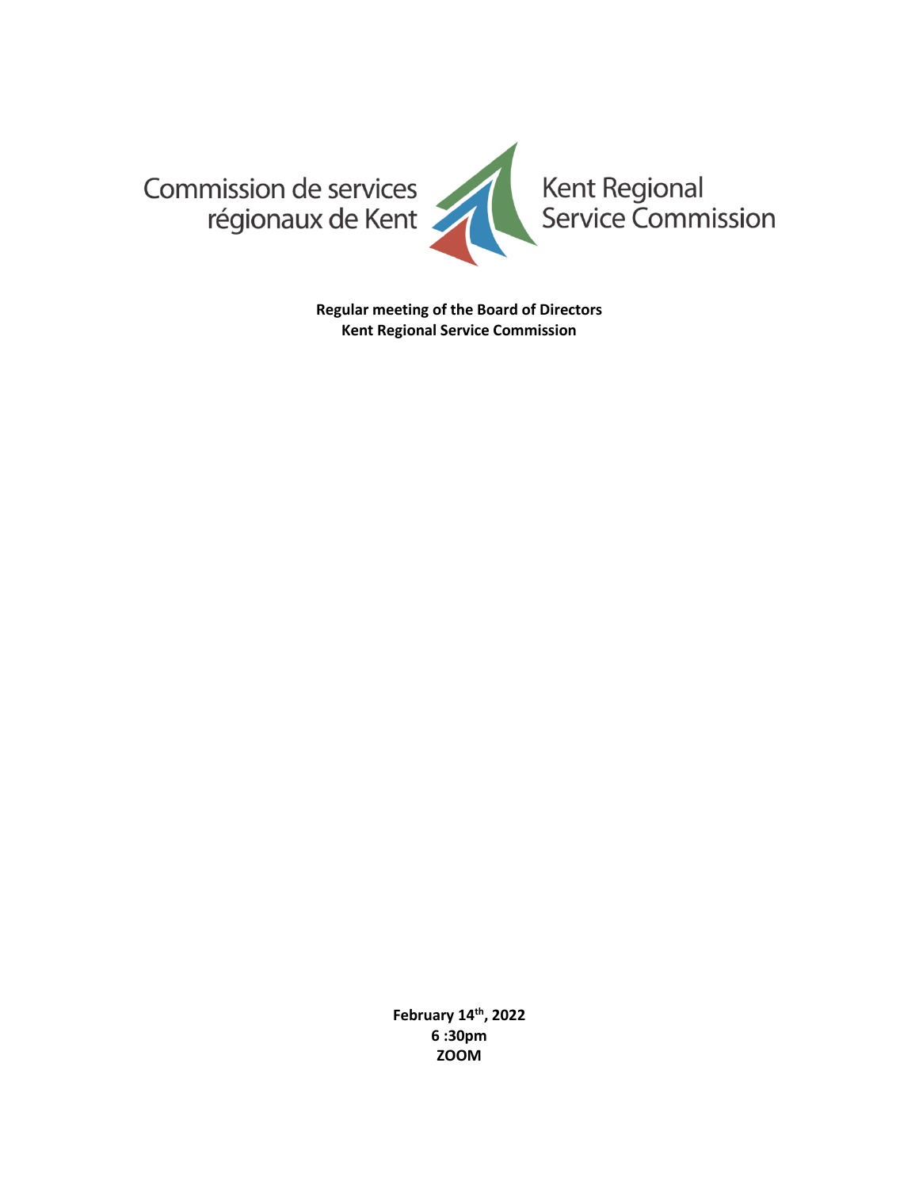Commission de services régionaux de Kent

Kent Regional Service Commission

**Regular meeting of the Board of Directors**
**Kent Regional Service Commission**

**February 14th, 2022**
**6 :30pm**
**ZOOM**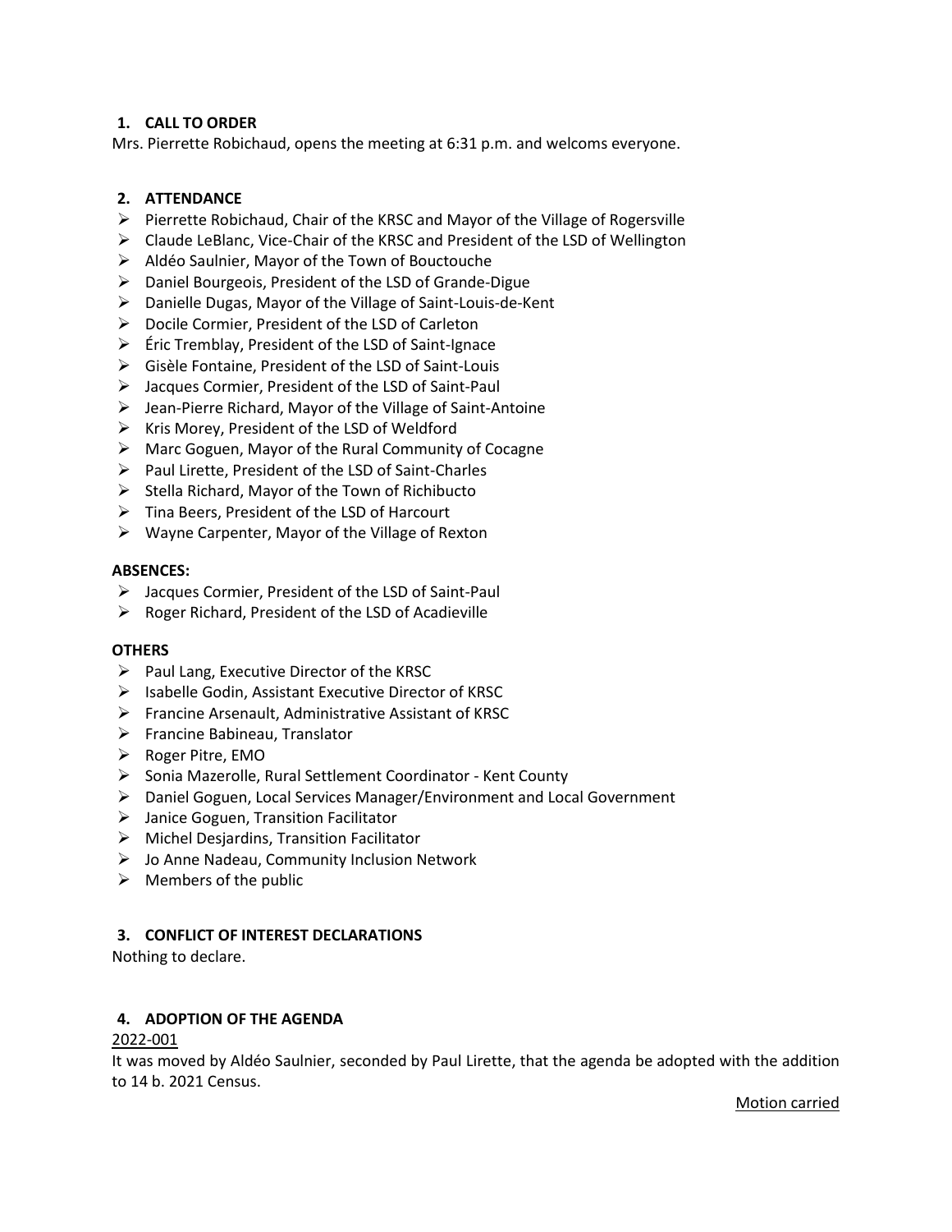## 1. CALL TO ORDER

Mrs. Pierrette Robichaud, opens the meeting at 6:31 p.m. and welcoms everyone.

## 2. ATTENDANCE

- Pierrette Robichaud, Chair of the KRSC and Mayor of the Village of Rogersville
- Claude LeBlanc, Vice-Chair of the KRSC and President of the LSD of Wellington
- Aldéo Saulnier, Mayor of the Town of Bouctouche
- Daniel Bourgeois, President of the LSD of Grande-Digue
- Danielle Dugas, Mayor of the Village of Saint-Louis-de-Kent
- Docile Cormier, President of the LSD of Carleton
- Éric Tremblay, President of the LSD of Saint-Ignace
- Gisèle Fontaine, President of the LSD of Saint-Louis
- Jacques Cormier, President of the LSD of Saint-Paul
- Jean-Pierre Richard, Mayor of the Village of Saint-Antoine
- Kris Morey, President of the LSD of Weldford
- Marc Goguen, Mayor of the Rural Community of Cocagne
- Paul Lirette, President of the LSD of Saint-Charles
- Stella Richard, Mayor of the Town of Richibucto
- Tina Beers, President of the LSD of Harcourt
- Wayne Carpenter, Mayor of the Village of Rexton

**ABSENCES:**

- Jacques Cormier, President of the LSD of Saint-Paul
- Roger Richard, President of the LSD of Acadieville

**OTHERS**

- Paul Lang, Executive Director of the KRSC
- Isabelle Godin, Assistant Executive Director of KRSC
- Francine Arsenault, Administrative Assistant of KRSC
- Francine Babineau, Translator
- Roger Pitre, EMO
- Sonia Mazerolle, Rural Settlement Coordinator - Kent County
- Daniel Goguen, Local Services Manager/Environment and Local Government
- Janice Goguen, Transition Facilitator
- Michel Desjardins, Transition Facilitator
- Jo Anne Nadeau, Community Inclusion Network
- Members of the public

## 3. CONFLICT OF INTEREST DECLARATIONS

Nothing to declare.

## 4. ADOPTION OF THE AGENDA

2022-001

It was moved by Aldéo Saulnier, seconded by Paul Lirette, that the agenda be adopted with the addition to 14 b. 2021 Census.

Motion carried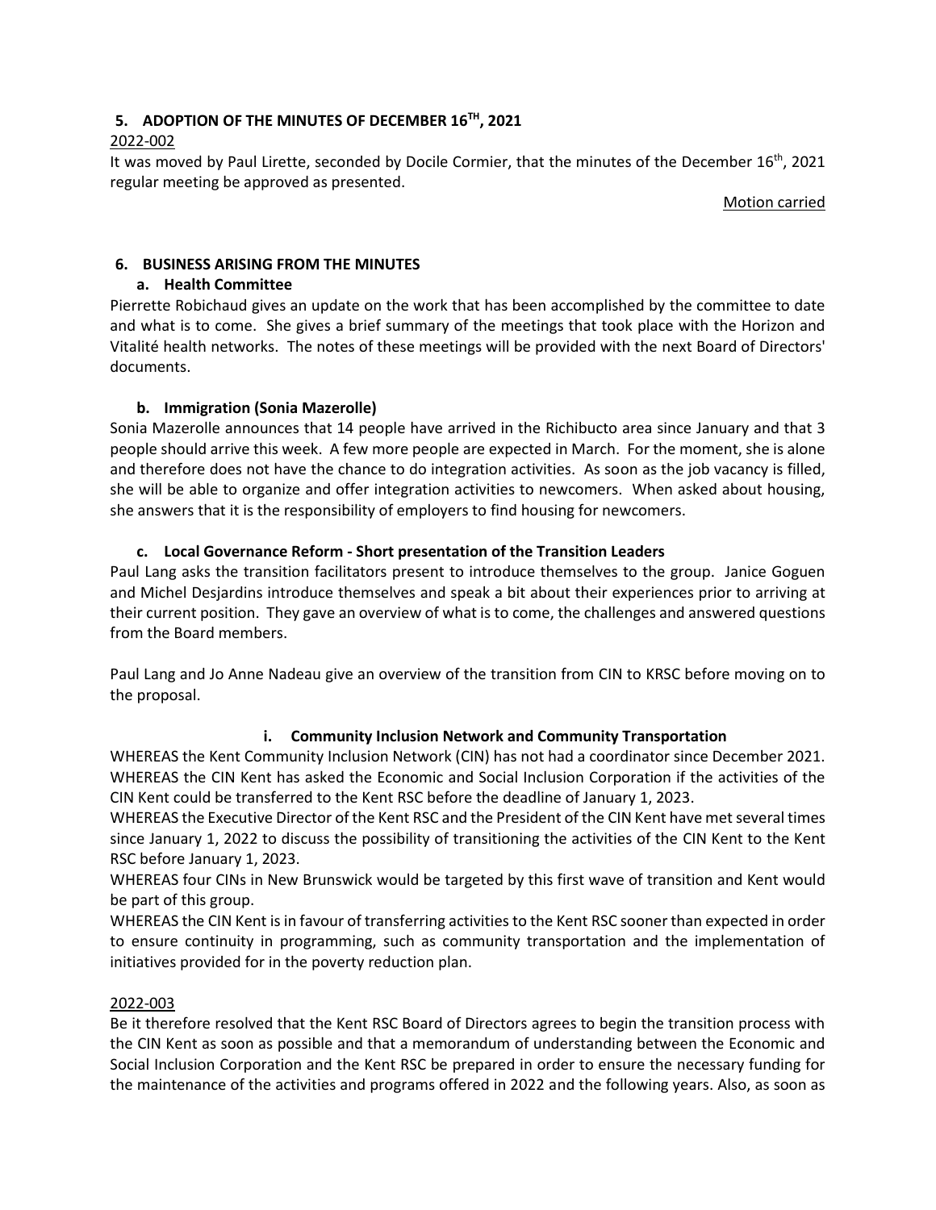## 5. ADOPTION OF THE MINUTES OF DECEMBER 16TH, 2021

2022-002

It was moved by Paul Lirette, seconded by Docile Cormier, that the minutes of the December 16th, 2021 regular meeting be approved as presented.

Motion carried

## 6. BUSINESS ARISING FROM THE MINUTES

### a. Health Committee

Pierrette Robichaud gives an update on the work that has been accomplished by the committee to date and what is to come. She gives a brief summary of the meetings that took place with the Horizon and Vitalité health networks. The notes of these meetings will be provided with the next Board of Directors' documents.

### b. Immigration (Sonia Mazerolle)

Sonia Mazerolle announces that 14 people have arrived in the Richibucto area since January and that 3 people should arrive this week. A few more people are expected in March. For the moment, she is alone and therefore does not have the chance to do integration activities. As soon as the job vacancy is filled, she will be able to organize and offer integration activities to newcomers. When asked about housing, she answers that it is the responsibility of employers to find housing for newcomers.

### c. Local Governance Reform - Short presentation of the Transition Leaders

Paul Lang asks the transition facilitators present to introduce themselves to the group. Janice Goguen and Michel Desjardins introduce themselves and speak a bit about their experiences prior to arriving at their current position. They gave an overview of what is to come, the challenges and answered questions from the Board members.

Paul Lang and Jo Anne Nadeau give an overview of the transition from CIN to KRSC before moving on to the proposal.

#### i. Community Inclusion Network and Community Transportation

WHEREAS the Kent Community Inclusion Network (CIN) has not had a coordinator since December 2021.
WHEREAS the CIN Kent has asked the Economic and Social Inclusion Corporation if the activities of the CIN Kent could be transferred to the Kent RSC before the deadline of January 1, 2023.
WHEREAS the Executive Director of the Kent RSC and the President of the CIN Kent have met several times since January 1, 2022 to discuss the possibility of transitioning the activities of the CIN Kent to the Kent RSC before January 1, 2023.
WHEREAS four CINs in New Brunswick would be targeted by this first wave of transition and Kent would be part of this group.
WHEREAS the CIN Kent is in favour of transferring activities to the Kent RSC sooner than expected in order to ensure continuity in programming, such as community transportation and the implementation of initiatives provided for in the poverty reduction plan.

2022-003

Be it therefore resolved that the Kent RSC Board of Directors agrees to begin the transition process with the CIN Kent as soon as possible and that a memorandum of understanding between the Economic and Social Inclusion Corporation and the Kent RSC be prepared in order to ensure the necessary funding for the maintenance of the activities and programs offered in 2022 and the following years. Also, as soon as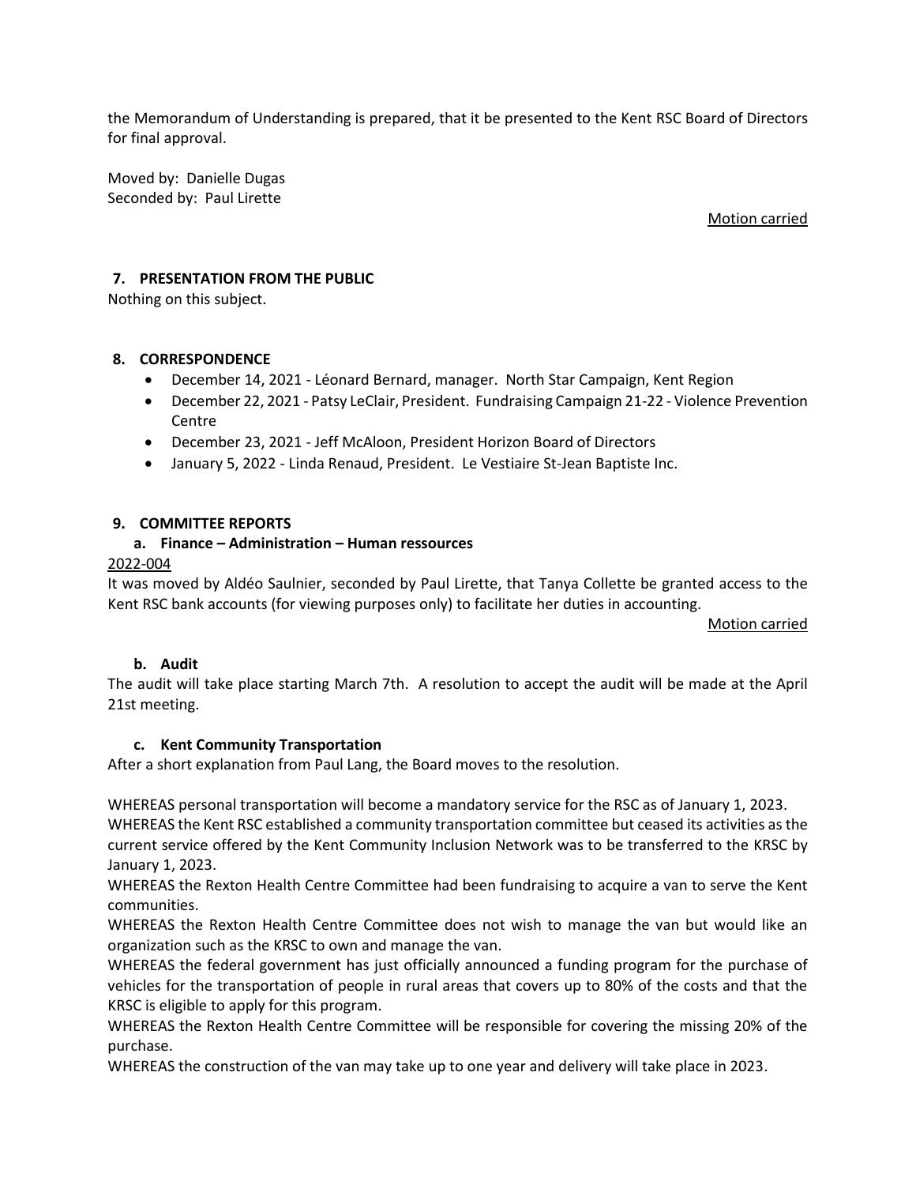the Memorandum of Understanding is prepared, that it be presented to the Kent RSC Board of Directors for final approval.

Moved by: Danielle Dugas
Seconded by: Paul Lirette

Motion carried

## 7. PRESENTATION FROM THE PUBLIC

Nothing on this subject.

## 8. CORRESPONDENCE

- December 14, 2021 - Léonard Bernard, manager. North Star Campaign, Kent Region
- December 22, 2021 - Patsy LeClair, President. Fundraising Campaign 21-22 - Violence Prevention Centre
- December 23, 2021 - Jeff McAloon, President Horizon Board of Directors
- January 5, 2022 - Linda Renaud, President. Le Vestiaire St-Jean Baptiste Inc.

## 9. COMMITTEE REPORTS

### a. Finance – Administration – Human ressources

2022-004

It was moved by Aldéo Saulnier, seconded by Paul Lirette, that Tanya Collette be granted access to the Kent RSC bank accounts (for viewing purposes only) to facilitate her duties in accounting.

Motion carried

### b. Audit

The audit will take place starting March 7th. A resolution to accept the audit will be made at the April 21st meeting.

### c. Kent Community Transportation

After a short explanation from Paul Lang, the Board moves to the resolution.

WHEREAS personal transportation will become a mandatory service for the RSC as of January 1, 2023.
WHEREAS the Kent RSC established a community transportation committee but ceased its activities as the current service offered by the Kent Community Inclusion Network was to be transferred to the KRSC by January 1, 2023.
WHEREAS the Rexton Health Centre Committee had been fundraising to acquire a van to serve the Kent communities.
WHEREAS the Rexton Health Centre Committee does not wish to manage the van but would like an organization such as the KRSC to own and manage the van.
WHEREAS the federal government has just officially announced a funding program for the purchase of vehicles for the transportation of people in rural areas that covers up to 80% of the costs and that the KRSC is eligible to apply for this program.
WHEREAS the Rexton Health Centre Committee will be responsible for covering the missing 20% of the purchase.
WHEREAS the construction of the van may take up to one year and delivery will take place in 2023.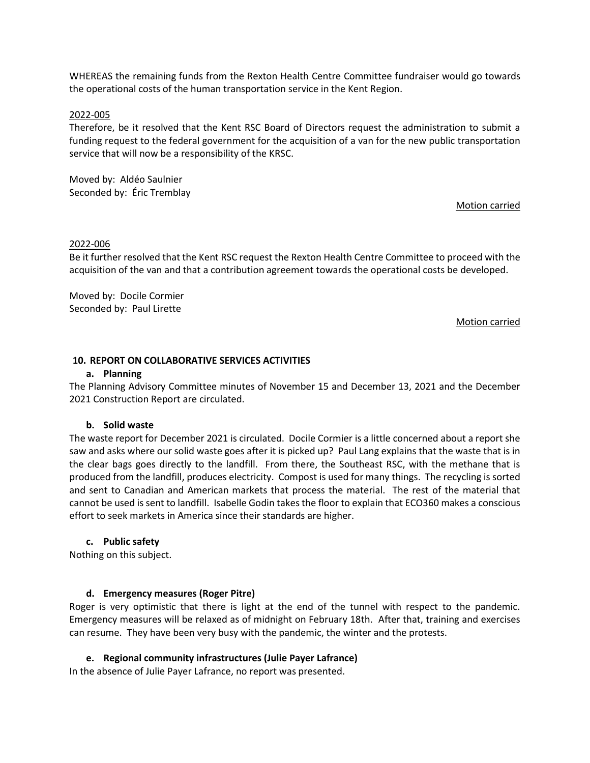WHEREAS the remaining funds from the Rexton Health Centre Committee fundraiser would go towards the operational costs of the human transportation service in the Kent Region.

2022-005

Therefore, be it resolved that the Kent RSC Board of Directors request the administration to submit a funding request to the federal government for the acquisition of a van for the new public transportation service that will now be a responsibility of the KRSC.

Moved by: Aldéo Saulnier
Seconded by: Éric Tremblay

Motion carried

2022-006

Be it further resolved that the Kent RSC request the Rexton Health Centre Committee to proceed with the acquisition of the van and that a contribution agreement towards the operational costs be developed.

Moved by: Docile Cormier
Seconded by: Paul Lirette

Motion carried

## 10. REPORT ON COLLABORATIVE SERVICES ACTIVITIES

### a. Planning

The Planning Advisory Committee minutes of November 15 and December 13, 2021 and the December 2021 Construction Report are circulated.

### b. Solid waste

The waste report for December 2021 is circulated. Docile Cormier is a little concerned about a report she saw and asks where our solid waste goes after it is picked up? Paul Lang explains that the waste that is in the clear bags goes directly to the landfill. From there, the Southeast RSC, with the methane that is produced from the landfill, produces electricity. Compost is used for many things. The recycling is sorted and sent to Canadian and American markets that process the material. The rest of the material that cannot be used is sent to landfill. Isabelle Godin takes the floor to explain that ECO360 makes a conscious effort to seek markets in America since their standards are higher.

### c. Public safety

Nothing on this subject.

### d. Emergency measures (Roger Pitre)

Roger is very optimistic that there is light at the end of the tunnel with respect to the pandemic. Emergency measures will be relaxed as of midnight on February 18th. After that, training and exercises can resume. They have been very busy with the pandemic, the winter and the protests.

### e. Regional community infrastructures (Julie Payer Lafrance)

In the absence of Julie Payer Lafrance, no report was presented.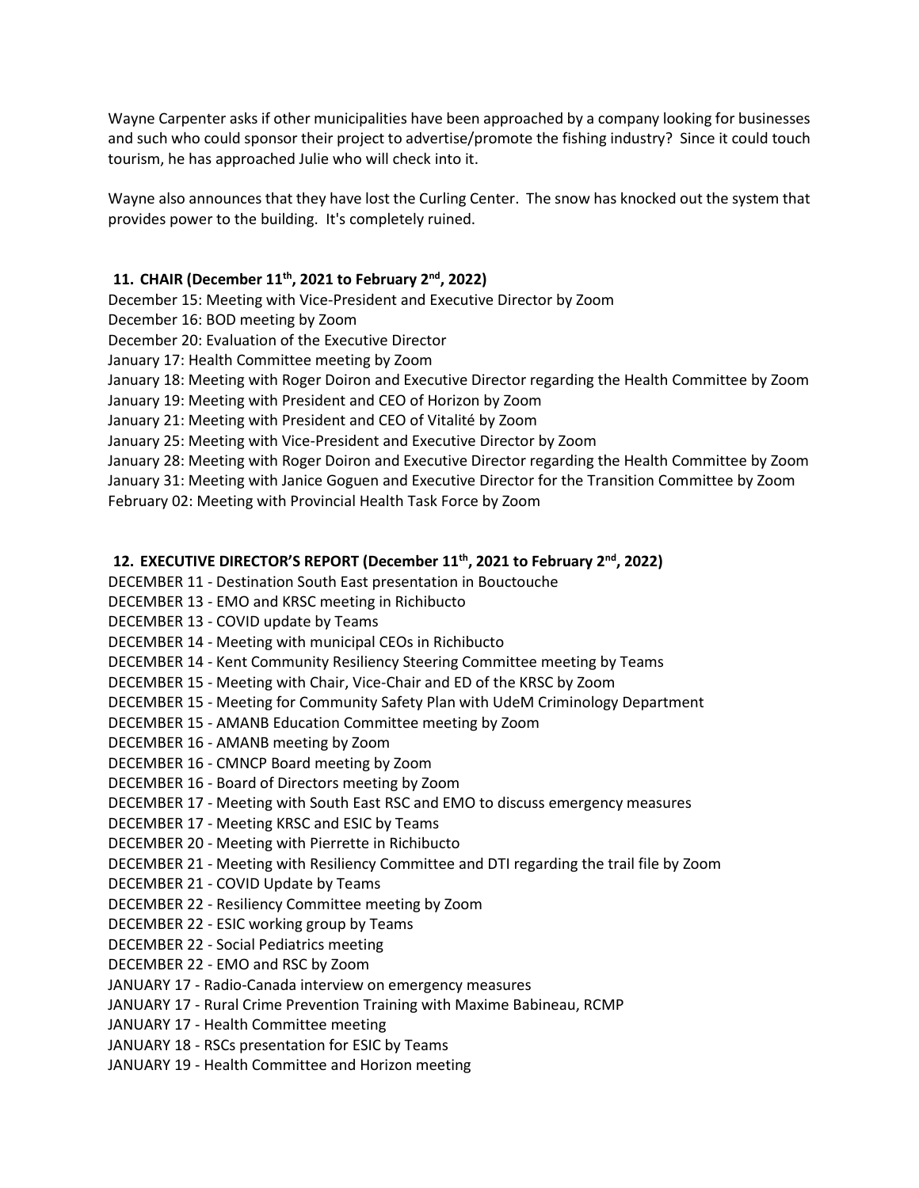Wayne Carpenter asks if other municipalities have been approached by a company looking for businesses and such who could sponsor their project to advertise/promote the fishing industry? Since it could touch tourism, he has approached Julie who will check into it.

Wayne also announces that they have lost the Curling Center. The snow has knocked out the system that provides power to the building. It's completely ruined.

**11. CHAIR (December 11th, 2021 to February 2nd, 2022)**

December 15: Meeting with Vice-President and Executive Director by Zoom
December 16: BOD meeting by Zoom
December 20: Evaluation of the Executive Director
January 17: Health Committee meeting by Zoom
January 18: Meeting with Roger Doiron and Executive Director regarding the Health Committee by Zoom
January 19: Meeting with President and CEO of Horizon by Zoom
January 21: Meeting with President and CEO of Vitalité by Zoom
January 25: Meeting with Vice-President and Executive Director by Zoom
January 28: Meeting with Roger Doiron and Executive Director regarding the Health Committee by Zoom
January 31: Meeting with Janice Goguen and Executive Director for the Transition Committee by Zoom
February 02: Meeting with Provincial Health Task Force by Zoom

**12. EXECUTIVE DIRECTOR'S REPORT (December 11th, 2021 to February 2nd, 2022)**

DECEMBER 11 - Destination South East presentation in Bouctouche
DECEMBER 13 - EMO and KRSC meeting in Richibucto
DECEMBER 13 - COVID update by Teams
DECEMBER 14 - Meeting with municipal CEOs in Richibucto
DECEMBER 14 - Kent Community Resiliency Steering Committee meeting by Teams
DECEMBER 15 - Meeting with Chair, Vice-Chair and ED of the KRSC by Zoom
DECEMBER 15 - Meeting for Community Safety Plan with UdeM Criminology Department
DECEMBER 15 - AMANB Education Committee meeting by Zoom
DECEMBER 16 - AMANB meeting by Zoom
DECEMBER 16 - CMNCP Board meeting by Zoom
DECEMBER 16 - Board of Directors meeting by Zoom
DECEMBER 17 - Meeting with South East RSC and EMO to discuss emergency measures
DECEMBER 17 - Meeting KRSC and ESIC by Teams
DECEMBER 20 - Meeting with Pierrette in Richibucto
DECEMBER 21 - Meeting with Resiliency Committee and DTI regarding the trail file by Zoom
DECEMBER 21 - COVID Update by Teams
DECEMBER 22 - Resiliency Committee meeting by Zoom
DECEMBER 22 - ESIC working group by Teams
DECEMBER 22 - Social Pediatrics meeting
DECEMBER 22 - EMO and RSC by Zoom
JANUARY 17 - Radio-Canada interview on emergency measures
JANUARY 17 - Rural Crime Prevention Training with Maxime Babineau, RCMP
JANUARY 17 - Health Committee meeting
JANUARY 18 - RSCs presentation for ESIC by Teams
JANUARY 19 - Health Committee and Horizon meeting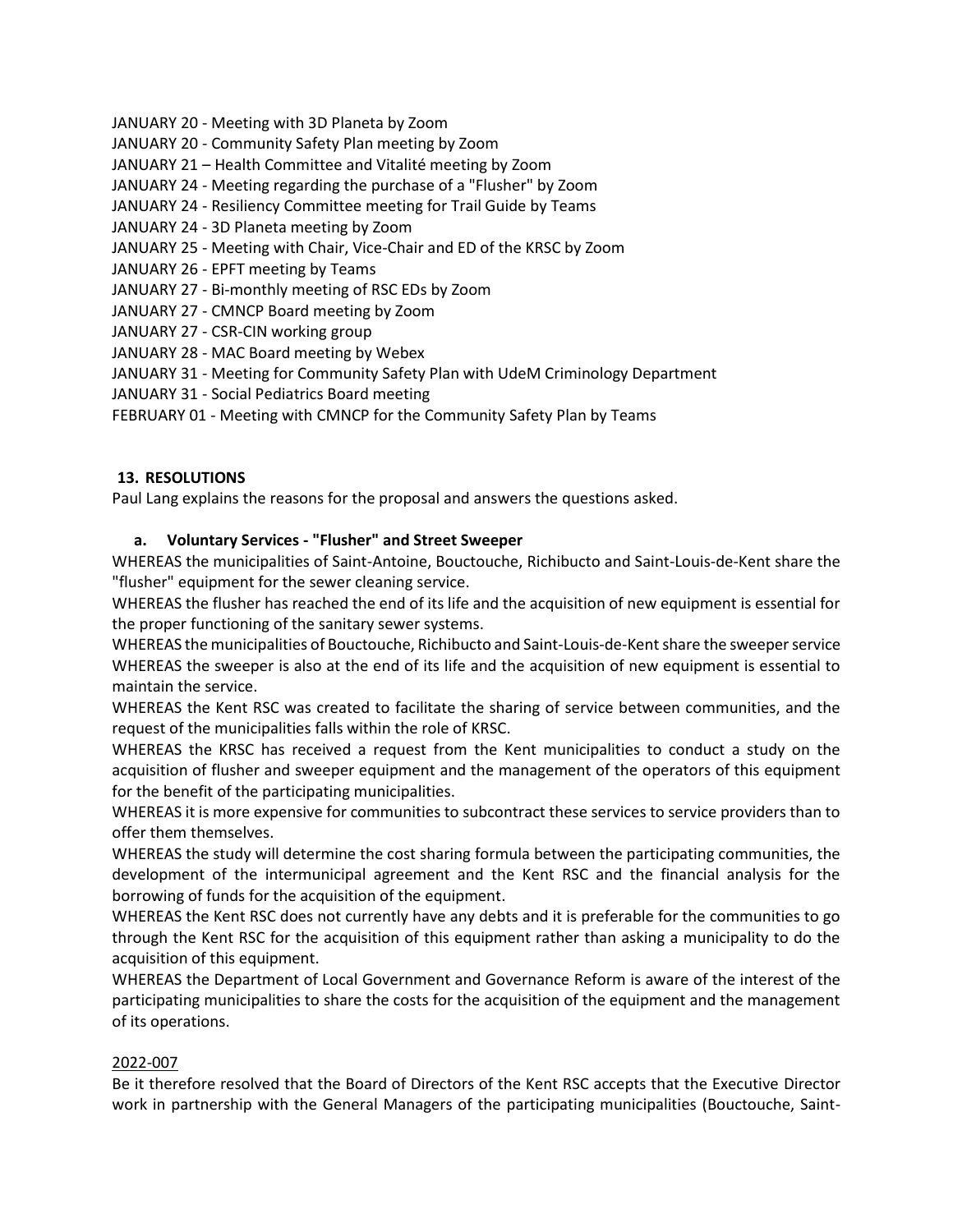JANUARY 20 - Meeting with 3D Planeta by Zoom
JANUARY 20 - Community Safety Plan meeting by Zoom
JANUARY 21 – Health Committee and Vitalité meeting by Zoom
JANUARY 24 - Meeting regarding the purchase of a "Flusher" by Zoom
JANUARY 24 - Resiliency Committee meeting for Trail Guide by Teams
JANUARY 24 - 3D Planeta meeting by Zoom
JANUARY 25 - Meeting with Chair, Vice-Chair and ED of the KRSC by Zoom
JANUARY 26 - EPFT meeting by Teams
JANUARY 27 - Bi-monthly meeting of RSC EDs by Zoom
JANUARY 27 - CMNCP Board meeting by Zoom
JANUARY 27 - CSR-CIN working group
JANUARY 28 - MAC Board meeting by Webex
JANUARY 31 - Meeting for Community Safety Plan with UdeM Criminology Department
JANUARY 31 - Social Pediatrics Board meeting
FEBRUARY 01 - Meeting with CMNCP for the Community Safety Plan by Teams

## 13. RESOLUTIONS

Paul Lang explains the reasons for the proposal and answers the questions asked.

### a. Voluntary Services - "Flusher" and Street Sweeper

WHEREAS the municipalities of Saint-Antoine, Bouctouche, Richibucto and Saint-Louis-de-Kent share the "flusher" equipment for the sewer cleaning service.
WHEREAS the flusher has reached the end of its life and the acquisition of new equipment is essential for the proper functioning of the sanitary sewer systems.
WHEREAS the municipalities of Bouctouche, Richibucto and Saint-Louis-de-Kent share the sweeper service
WHEREAS the sweeper is also at the end of its life and the acquisition of new equipment is essential to maintain the service.
WHEREAS the Kent RSC was created to facilitate the sharing of service between communities, and the request of the municipalities falls within the role of KRSC.
WHEREAS the KRSC has received a request from the Kent municipalities to conduct a study on the acquisition of flusher and sweeper equipment and the management of the operators of this equipment for the benefit of the participating municipalities.
WHEREAS it is more expensive for communities to subcontract these services to service providers than to offer them themselves.
WHEREAS the study will determine the cost sharing formula between the participating communities, the development of the intermunicipal agreement and the Kent RSC and the financial analysis for the borrowing of funds for the acquisition of the equipment.
WHEREAS the Kent RSC does not currently have any debts and it is preferable for the communities to go through the Kent RSC for the acquisition of this equipment rather than asking a municipality to do the acquisition of this equipment.
WHEREAS the Department of Local Government and Governance Reform is aware of the interest of the participating municipalities to share the costs for the acquisition of the equipment and the management of its operations.

2022-007

Be it therefore resolved that the Board of Directors of the Kent RSC accepts that the Executive Director work in partnership with the General Managers of the participating municipalities (Bouctouche, Saint-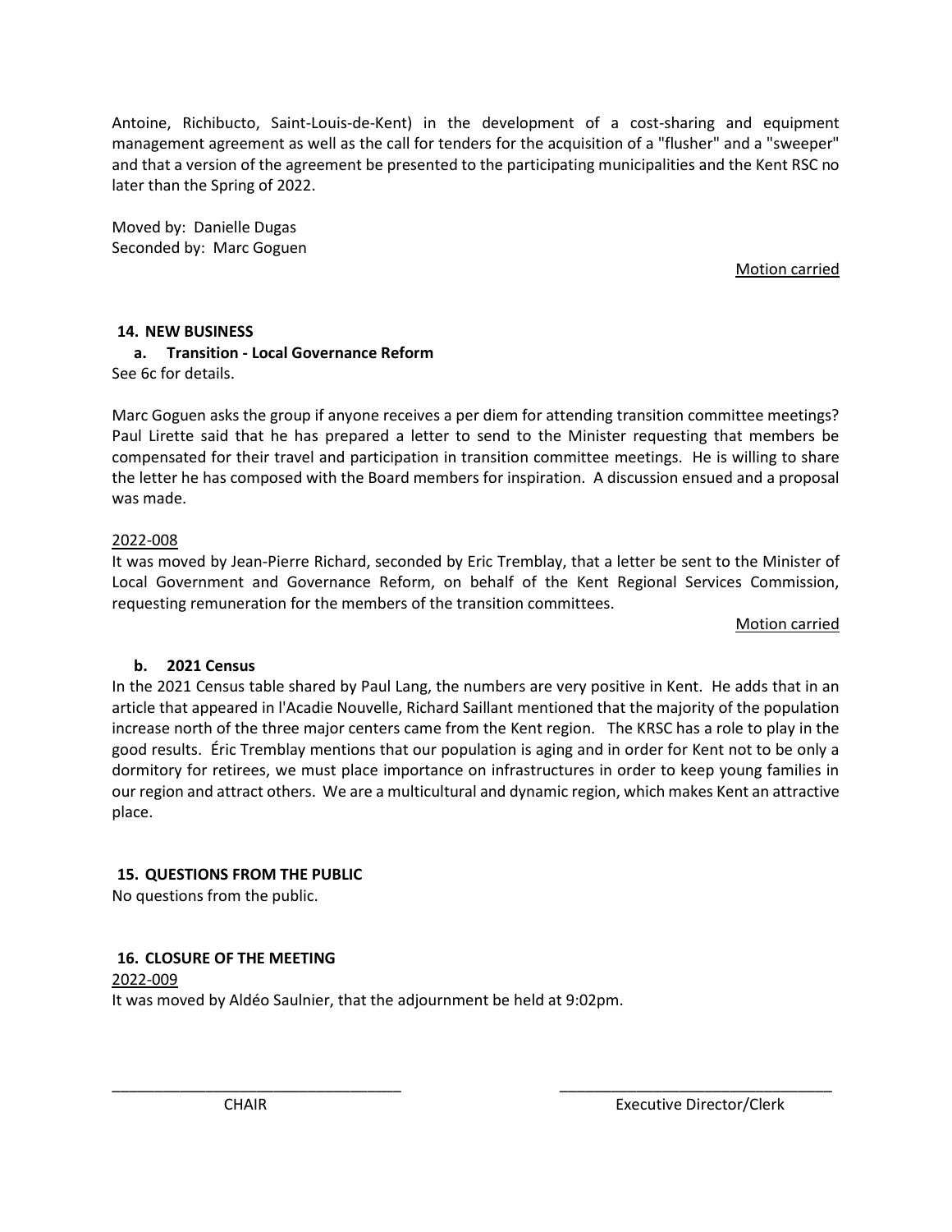Antoine, Richibucto, Saint-Louis-de-Kent) in the development of a cost-sharing and equipment management agreement as well as the call for tenders for the acquisition of a "flusher" and a "sweeper" and that a version of the agreement be presented to the participating municipalities and the Kent RSC no later than the Spring of 2022.

Moved by: Danielle Dugas
Seconded by: Marc Goguen

Motion carried

## 14. NEW BUSINESS

### a. Transition - Local Governance Reform

See 6c for details.

Marc Goguen asks the group if anyone receives a per diem for attending transition committee meetings? Paul Lirette said that he has prepared a letter to send to the Minister requesting that members be compensated for their travel and participation in transition committee meetings. He is willing to share the letter he has composed with the Board members for inspiration. A discussion ensued and a proposal was made.

2022-008

It was moved by Jean-Pierre Richard, seconded by Eric Tremblay, that a letter be sent to the Minister of Local Government and Governance Reform, on behalf of the Kent Regional Services Commission, requesting remuneration for the members of the transition committees.

Motion carried

### b. 2021 Census

In the 2021 Census table shared by Paul Lang, the numbers are very positive in Kent. He adds that in an article that appeared in l'Acadie Nouvelle, Richard Saillant mentioned that the majority of the population increase north of the three major centers came from the Kent region. The KRSC has a role to play in the good results. Éric Tremblay mentions that our population is aging and in order for Kent not to be only a dormitory for retirees, we must place importance on infrastructures in order to keep young families in our region and attract others. We are a multicultural and dynamic region, which makes Kent an attractive place.

## 15. QUESTIONS FROM THE PUBLIC

No questions from the public.

## 16. CLOSURE OF THE MEETING

2022-009

It was moved by Aldéo Saulnier, that the adjournment be held at 9:02pm.

\_\_\_\_\_\_\_\_\_\_\_\_\_\_\_\_\_\_\_\_\_\_\_\_\_\_\_\_\_\_\_\_\_\_
CHAIR

\_\_\_\_\_\_\_\_\_\_\_\_\_\_\_\_\_\_\_\_\_\_\_\_\_\_\_\_\_\_\_\_\_\_
Executive Director/Clerk